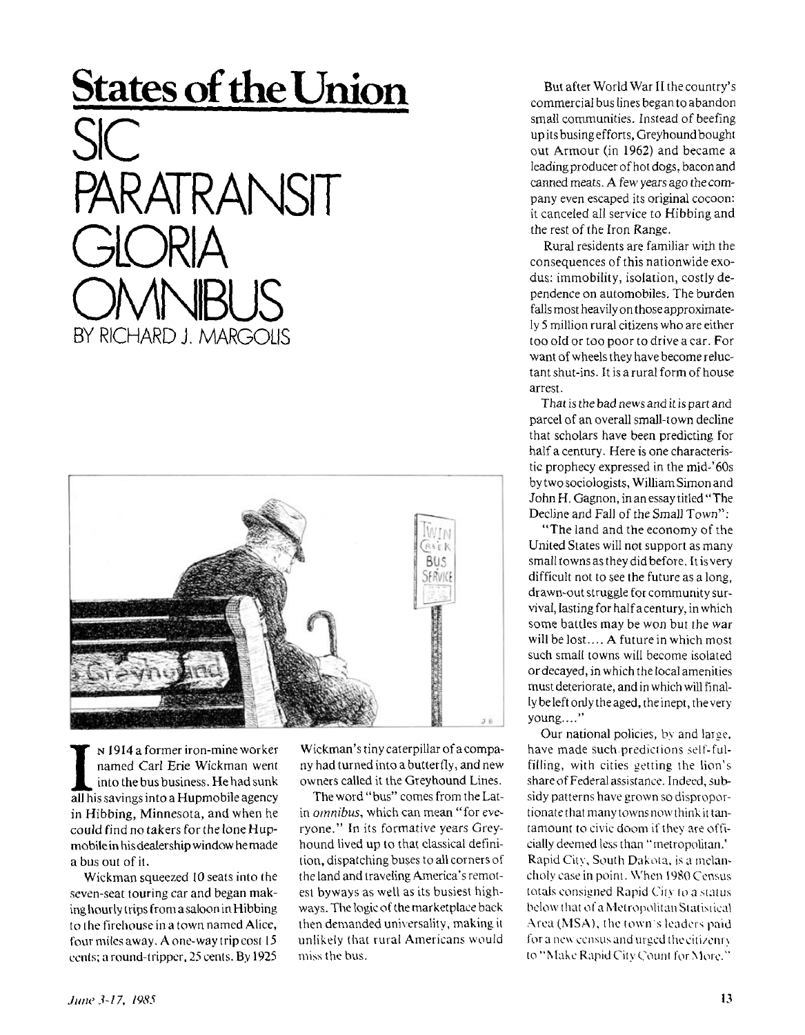# States of the Union

# SIC PARATRANSIT GLORIA OMNIBUS

BY RICHARD J. MARGOLIS

In 1914 a former iron-mine worker named Carl Eric Wickman went into the bus business. He had sunk all his savings into a Hupmobile agency in Hibbing, Minnesota, and when he could find no takers for the lone Hupmobile in his dealership window he made a bus out of it.

Wickman squeezed 10 seats into the seven-seat touring car and began making hourly trips from a saloon in Hibbing to the firehouse in a town named Alice, four miles away. A one-way trip cost 15 cents; a round-tripper, 25 cents. By 1925 Wickman's tiny caterpillar of a company had turned into a butterfly, and new owners called it the Greyhound Lines.

The word "bus" comes from the Latin *omnibus*, which can mean "for everyone." In its formative years Greyhound lived up to that classical definition, dispatching buses to all corners of the land and traveling America's remotest byways as well as its busiest highways. The logic of the marketplace back then demanded universality, making it unlikely that rural Americans would miss the bus.

But after World War II the country's commercial bus lines began to abandon small communities. Instead of beefing up its busing efforts, Greyhound bought out Armour (in 1962) and became a leading producer of hot dogs, bacon and canned meats. A few years ago the company even escaped its original cocoon: it canceled all service to Hibbing and the rest of the Iron Range.

Rural residents are familiar with the consequences of this nationwide exodus: immobility, isolation, costly dependence on automobiles. The burden falls most heavily on those approximately 5 million rural citizens who are either too old or too poor to drive a car. For want of wheels they have become reluctant shut-ins. It is a rural form of house arrest.

That is the bad news and it is part and parcel of an overall small-town decline that scholars have been predicting for half a century. Here is one characteristic prophecy expressed in the mid-'60s by two sociologists, William Simon and John H. Gagnon, in an essay titled "The Decline and Fall of the Small Town":

"The land and the economy of the United States will not support as many small towns as they did before. It is very difficult not to see the future as a long, drawn-out struggle for community survival, lasting for half a century, in which some battles may be won but the war will be lost.... A future in which most such small towns will become isolated or decayed, in which the local amenities must deteriorate, and in which will finally be left only the aged, the inept, the very young...."

Our national policies, by and large, have made such predictions self-fulfilling, with cities getting the lion's share of Federal assistance. Indeed, subsidy patterns have grown so disproportionate that many towns now think it tantamount to civic doom if they are officially deemed less than "metropolitan.' Rapid City, South Dakota, is a melancholy case in point. When 1980 Census totals consigned Rapid City to a status below that of a Metropolitan Statistical Area (MSA), the town's leaders paid for a new census and urged the citizenry to "Make Rapid City Count for More."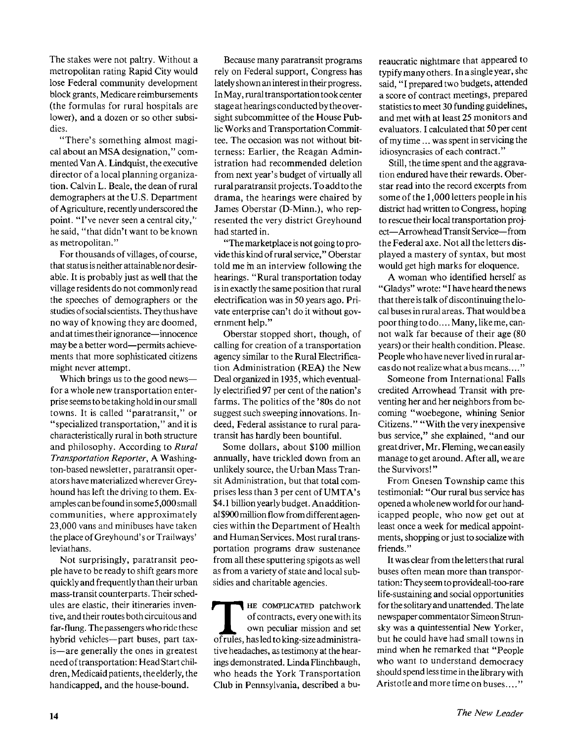The stakes were not paltry. Without a metropolitan rating Rapid City would lose Federal community development block grants, Medicare reimbursements (the formulas for rural hospitals are lower), and a dozen or so other subsidies.

"There's something almost magical about an MSA designation," commented Van A. Lindquist, the executive director of a local planning organization. Calvin L. Beale, the dean of rural demographers at the U.S. Department of Agriculture, recently underscored the point. "I've never seen a central city," he said, "that didn't want to be known as metropolitan."

For thousands of villages, of course, that status is neither attainable nor desirable. It is probably just as well that the village residents do not commonly read the speeches of demographers or the studies of social scientists. They thus have no way of knowing they are doomed, and at times their ignorance—innocence may be a better word—permits achievements that more sophisticated citizens might never attempt.

Which brings us to the good news—for a whole new transportation enterprise seems to be taking hold in our small towns. It is called "paratransit," or "specialized transportation," and it is characteristically rural in both structure and philosophy. According to *Rural Transportation Reporter*, A Washington-based newsletter, paratransit operators have materialized wherever Greyhound has left the driving to them. Examples can be found in some 5,000 small communities, where approximately 23,000 vans and minibuses have taken the place of Greyhound's or Trailways' leviathans.

Not surprisingly, paratransit people have to be ready to shift gears more quickly and frequently than their urban mass-transit counterparts. Their schedules are elastic, their itineraries inventive, and their routes both circuitous and far-flung. The passengers who ride these hybrid vehicles—part buses, part taxis—are generally the ones in greatest need of transportation: Head Start children, Medicaid patients, the elderly, the handicapped, and the house-bound.

Because many paratransit programs rely on Federal support, Congress has lately shown an interest in their progress. In May, rural transportation took center stage at hearings conducted by the oversight subcommittee of the House Public Works and Transportation Committee. The occasion was not without bitterness: Earlier, the Reagan Administration had recommended deletion from next year's budget of virtually all rural paratransit projects. To add to the drama, the hearings were chaired by James Oberstar (D-Minn.), who represented the very district Greyhound had started in.

"The marketplace is not going to provide this kind of rural service," Oberstar told me in an interview following the hearings. "Rural transportation today is in exactly the same position that rural electrification was in 50 years ago. Private enterprise can't do it without government help."

Oberstar stopped short, though, of calling for creation of a transportation agency similar to the Rural Electrification Administration (REA) the New Deal organized in 1935, which eventually electrified 97 per cent of the nation's farms. The politics of the '80s do not suggest such sweeping innovations. Indeed, Federal assistance to rural paratransit has hardly been bountiful.

Some dollars, about $100 million annually, have trickled down from an unlikely source, the Urban Mass Transit Administration, but that total comprises less than 3 per cent of UMTA's $4.1 billion yearly budget. An additional $900 million flow from different agencies within the Department of Health and Human Services. Most rural transportation programs draw sustenance from all these sputtering spigots as well as from a variety of state and local subsidies and charitable agencies.

THE COMPLICATED patchwork of contracts, every one with its own peculiar mission and set of rules, has led to king-size administrative headaches, as testimony at the hearings demonstrated. Linda Flinchbaugh, who heads the York Transportation Club in Pennsylvania, described a bureaucratic nightmare that appeared to typify many others. In a single year, she said, "I prepared two budgets, attended a score of contract meetings, prepared statistics to meet 30 funding guidelines, and met with at least 25 monitors and evaluators. I calculated that 50 per cent of my time ... was spent in servicing the idiosyncrasies of each contract."

Still, the time spent and the aggravation endured have their rewards. Oberstar read into the record excerpts from some of the 1,000 letters people in his district had written to Congress, hoping to rescue their local transportation project—Arrowhead Transit Service—from the Federal axe. Not all the letters displayed a mastery of syntax, but most would get high marks for eloquence.

A woman who identified herself as "Gladys" wrote: "I have heard the news that there is talk of discontinuing the local buses in rural areas. That would be a poor thing to do.... Many, like me, cannot walk far because of their age (80 years) or their health condition. Please. People who have never lived in rural areas do not realize what a bus means...."

Someone from International Falls credited Arrowhead Transit with preventing her and her neighbors from becoming "woebegone, whining Senior Citizens." "With the very inexpensive bus service," she explained, "and our great driver, Mr. Fleming, we can easily manage to get around. After all, we are the Survivors!"

From Gnesen Township came this testimonial: "Our rural bus service has opened a whole new world for our handicapped people, who now get out at least once a week for medical appointments, shopping or just to socialize with friends."

It was clear from the letters that rural buses often mean more than transportation: They seem to provide all-too-rare life-sustaining and social opportunities for the solitary and unattended. The late newspaper commentator Simeon Strunsky was a quintessential New Yorker, but he could have had small towns in mind when he remarked that "People who want to understand democracy should spend less time in the library with Aristotle and more time on buses...."